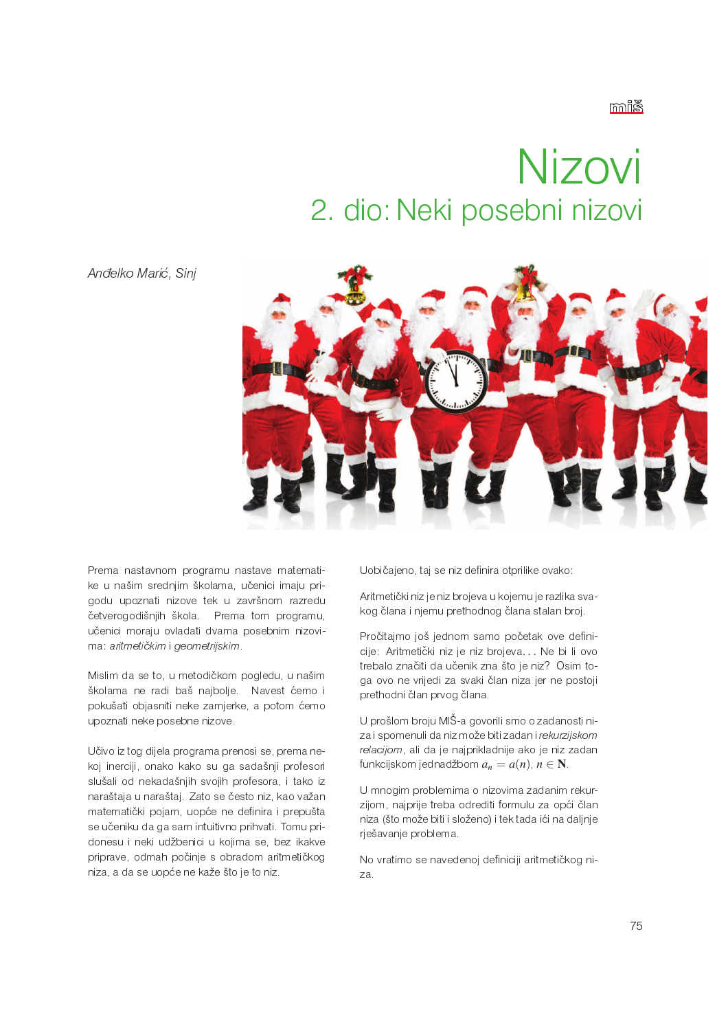# Nizovi

## 2. dio: Neki posebni nizovi

*Anđelko Marić, Sinj*

Prema nastavnom programu nastave matematike u našim srednjim školama, učenici imaju prigodu upoznati nizove tek u završnom razredu četverogodišnjih škola. Prema tom programu, učenici moraju ovladati dvama posebnim nizovima: *aritmetičkim* i *geometrijskim*.

Mislim da se to, u metodičkom pogledu, u našim školama ne radi baš najbolje. Navest ćemo i pokušati objasniti neke zamjerke, a potom ćemo upoznati neke posebne nizove.

Učivo iz tog dijela programa prenosi se, prema nekoj inerciji, onako kako su ga sadašnji profesori slušali od nekadašnjih svojih profesora, i tako iz naraštaja u naraštaj. Zato se često niz, kao važan matematički pojam, uopće ne definira i prepušta se učeniku da ga sam intuitivno prihvati. Tomu pridonesu i neki udžbenici u kojima se, bez ikakve priprave, odmah počinje s obradom aritmetičkog niza, a da se uopće ne kaže što je to niz.

Uobičajeno, taj se niz definira otprilike ovako:

Aritmetički niz je niz brojeva u kojemu je razlika svakog člana i njemu prethodnog člana stalan broj.

Pročitajmo još jednom samo početak ove definicije: Aritmetički niz je niz brojeva... Ne bi li ovo trebalo značiti da učenik zna što je niz? Osim toga ovo ne vrijedi za svaki član niza jer ne postoji prethodni član prvog člana.

U prošlom broju MIŠ-a govorili smo o zadanosti niza i spomenuli da niz može biti zadan i *rekurzijskom relacijom*, ali da je najprikladnije ako je niz zadan funkcijskom jednadžbom $a_n = a(n)$, $n \in \mathbf{N}$.

U mnogim problemima o nizovima zadanim rekurzijom, najprije treba odrediti formulu za opći član niza (što može biti i složeno) i tek tada ići na daljnje rješavanje problema.

No vratimo se navedenoj definiciji aritmetičkog niza.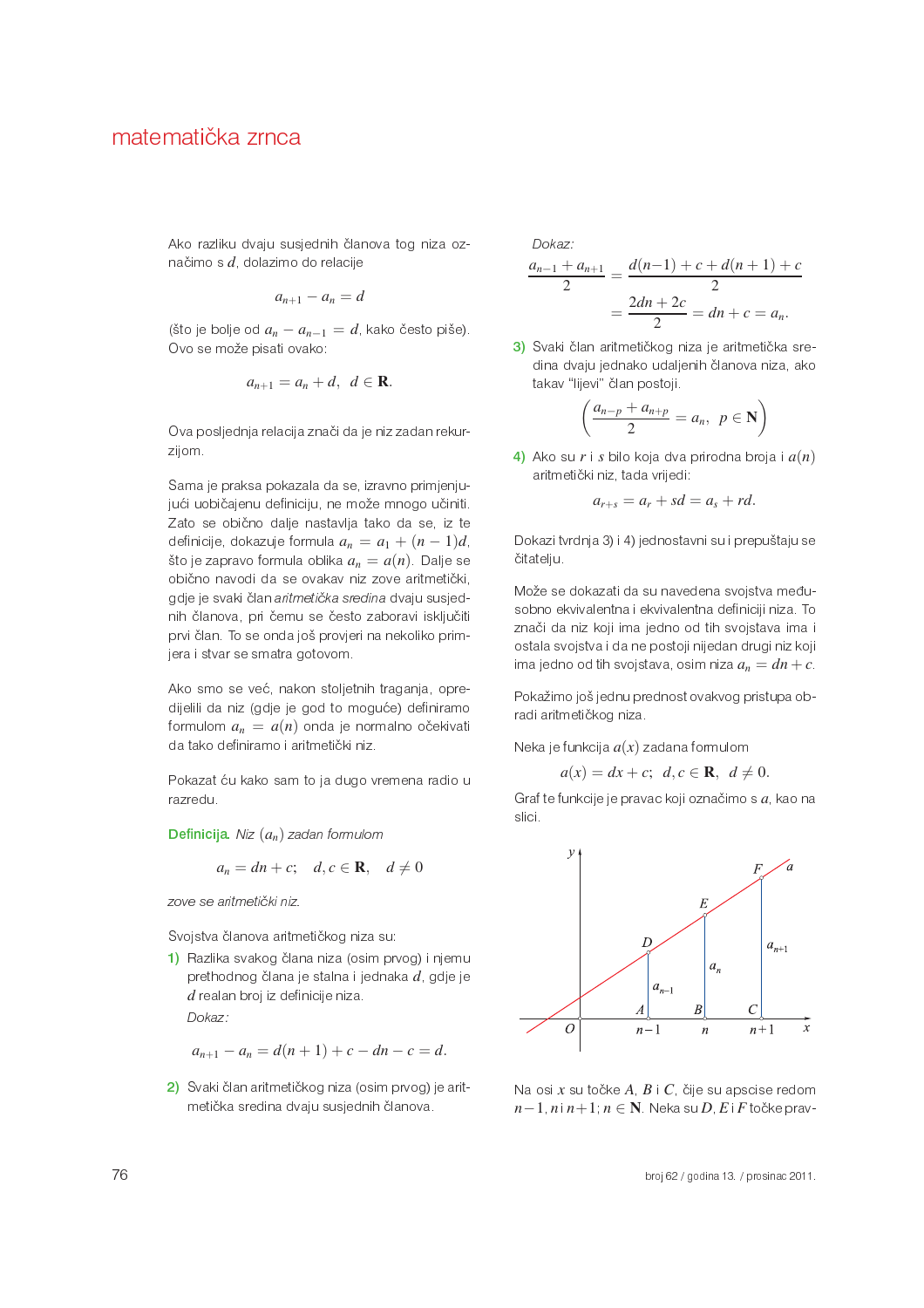Ako razliku dvaju susjednih članova tog niza označimo s $d$, dolazimo do relacije

$$a_{n+1} - a_n = d$$

(što je bolje od $a_n - a_{n-1} = d$, kako često piše). Ovo se može pisati ovako:

$$a_{n+1} = a_n + d, \quad d \in \mathbf{R}.$$

Ova posljednja relacija znači da je niz zadan rekurzijom.

Sama je praksa pokazala da se, izravno primjenjujući uobičajenu definiciju, ne može mnogo učiniti. Zato se obično dalje nastavlja tako da se, iz te definicije, dokazuje formula $a_n = a_1 + (n-1)d$, što je zapravo formula oblika $a_n = a(n)$. Dalje se obično navodi da se ovakav niz zove aritmetički, gdje je svaki član *aritmetička sredina* dvaju susjednih članova, pri čemu se često zaboravi isključiti prvi član. To se onda još provjeri na nekoliko primjera i stvar se smatra gotovom.

Ako smo se već, nakon stoljetnih traganja, opredijelili da niz (gdje je god to moguće) definiramo formulom $a_n = a(n)$ onda je normalno očekivati da tako definiramo i aritmetički niz.

Pokazat ću kako sam to ja dugo vremena radio u razredu.

**Definicija.** *Niz $(a_n)$ zadan formulom*

$$a_n = dn + c; \quad d, c \in \mathbf{R}, \quad d \neq 0$$

*zove se aritmetički niz.*

Svojstva članova aritmetičkog niza su:

1) Razlika svakog člana niza (osim prvog) i njemu prethodnog člana je stalna i jednaka $d$, gdje je $d$ realan broj iz definicije niza.

   *Dokaz:*

$$a_{n+1} - a_n = d(n+1) + c - dn - c = d.$$

2) Svaki član aritmetičkog niza (osim prvog) je aritmetička sredina dvaju susjednih članova.

   *Dokaz:*

$$\frac{a_{n-1} + a_{n+1}}{2} = \frac{d(n-1) + c + d(n+1) + c}{2} = \frac{2dn + 2c}{2} = dn + c = a_n.$$

3) Svaki član aritmetičkog niza je aritmetička sredina dvaju jednako udaljenih članova niza, ako takav "lijevi" član postoji.

$$\left( \frac{a_{n-p} + a_{n+p}}{2} = a_n, \quad p \in \mathbf{N} \right)$$

4) Ako su $r$ i $s$ bilo koja dva prirodna broja i $a(n)$ aritmetički niz, tada vrijedi:

$$a_{r+s} = a_r + sd = a_s + rd.$$

Dokazi tvrdnja 3) i 4) jednostavni su i prepuštaju se čitatelju.

Može se dokazati da su navedena svojstva međusobno ekvivalentna i ekvivalentna definiciji niza. To znači da niz koji ima jedno od tih svojstava ima i ostala svojstva i da ne postoji nijedan drugi niz koji ima jedno od tih svojstava, osim niza $a_n = dn + c$.

Pokažimo još jednu prednost ovakvog pristupa obradi aritmetičkog niza.

Neka je funkcija $a(x)$ zadana formulom

$$a(x) = dx + c; \quad d, c \in \mathbf{R}, \quad d \neq 0.$$

Graf te funkcije je pravac koji označimo s $a$, kao na slici.

Na osi $x$ su točke $A$, $B$ i $C$, čije su apscise redom $n-1$, $n$ i $n+1$; $n \in \mathbf{N}$. Neka su $D$, $E$ i $F$ točke prav-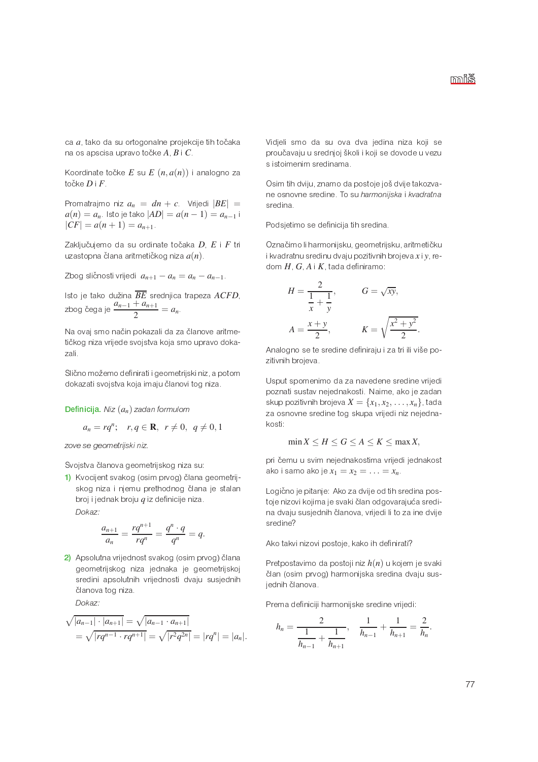ca $a$, tako da su ortogonalne projekcije tih točaka na os apscisa upravo točke $A$, $B$ i $C$.

Koordinate točke $E$ su $E\ (n, a(n))$ i analogno za točke $D$ i $F$.

Promatrajmo niz $a_n = dn + c$. Vrijedi $|BE| = a(n) = a_n$. Isto je tako $|AD| = a(n-1) = a_{n-1}$ i $|CF| = a(n+1) = a_{n+1}$.

Zaključujemo da su ordinate točaka $D$, $E$ i $F$ tri uzastopna člana aritmetičkog niza $a(n)$.

Zbog sličnosti vrijedi $a_{n+1} - a_n = a_n - a_{n-1}$.

Isto je tako dužina $\overline{BE}$ srednjica trapeza $ACFD$, zbog čega je $\dfrac{a_{n-1} + a_{n+1}}{2} = a_n$.

Na ovaj smo način pokazali da za članove aritmetičkog niza vrijede svojstva koja smo upravo dokazali.

Slično možemo definirati i geometrijski niz, a potom dokazati svojstva koja imaju članovi tog niza.

**Definicija.** *Niz $(a_n)$ zadan formulom*

$$a_n = rq^n; \quad r, q \in \mathbf{R}, \ \ r \neq 0, \ \ q \neq 0, 1$$

*zove se geometrijski niz.*

Svojstva članova geometrijskog niza su:

1) Kvocijent svakog (osim prvog) člana geometrijskog niza i njemu prethodnog člana je stalan broj i jednak broju $q$ iz definicije niza.

   *Dokaz:*

$$\frac{a_{n+1}}{a_n} = \frac{rq^{n+1}}{rq^n} = \frac{q^n \cdot q}{q^n} = q.$$

2) Apsolutna vrijednost svakog (osim prvog) člana geometrijskog niza jednaka je geometrijskoj sredini apsolutnih vrijednosti dvaju susjednih članova tog niza.

   *Dokaz:*

$$\sqrt{|a_{n-1}| \cdot |a_{n+1}|} = \sqrt{|a_{n-1} \cdot a_{n+1}|}$$
$$= \sqrt{|rq^{n-1} \cdot rq^{n+1}|} = \sqrt{|r^2 q^{2n}|} = |rq^n| = |a_n|.$$

Vidjeli smo da su ova dva jedina niza koji se proučavaju u srednjoj školi i koji se dovode u vezu s istoimenim sredinama.

Osim tih dviju, znamo da postoje još dvije takozvane osnovne sredine. To su *harmonijska* i *kvadratna* sredina.

Podsjetimo se definicija tih sredina.

Označimo li harmonijsku, geometrijsku, aritmetičku i kvadratnu sredinu dvaju pozitivnih brojeva $x$ i $y$, redom $H$, $G$, $A$ i $K$, tada definiramo:

$$H = \frac{2}{\dfrac{1}{x} + \dfrac{1}{y}}, \qquad G = \sqrt{xy},$$

$$A = \frac{x+y}{2}, \qquad K = \sqrt{\frac{x^2 + y^2}{2}}.$$

Analogno se te sredine definiraju i za tri ili više pozitivnih brojeva.

Usput spomenimo da za navedene sredine vrijedi poznati sustav nejednakosti. Naime, ako je zadan skup pozitivnih brojeva $X = \{x_1, x_2, \ldots, x_n\}$, tada za osnovne sredine tog skupa vrijedi niz nejednakosti:

$$\min X \leq H \leq G \leq A \leq K \leq \max X,$$

pri čemu u svim nejednakostima vrijedi jednakost ako i samo ako je $x_1 = x_2 = \ldots = x_n$.

Logično je pitanje: Ako za dvije od tih sredina postoje nizovi kojima je svaki član odgovarajuća sredina dvaju susjednih članova, vrijedi li to za ine dvije sredine?

Ako takvi nizovi postoje, kako ih definirati?

Pretpostavimo da postoji niz $h(n)$ u kojem je svaki član (osim prvog) harmonijska sredina dvaju susjednih članova.

Prema definiciji harmonijske sredine vrijedi:

$$h_n = \frac{2}{\dfrac{1}{h_{n-1}} + \dfrac{1}{h_{n+1}}}, \quad \frac{1}{h_{n-1}} + \frac{1}{h_{n+1}} = \frac{2}{h_n}.$$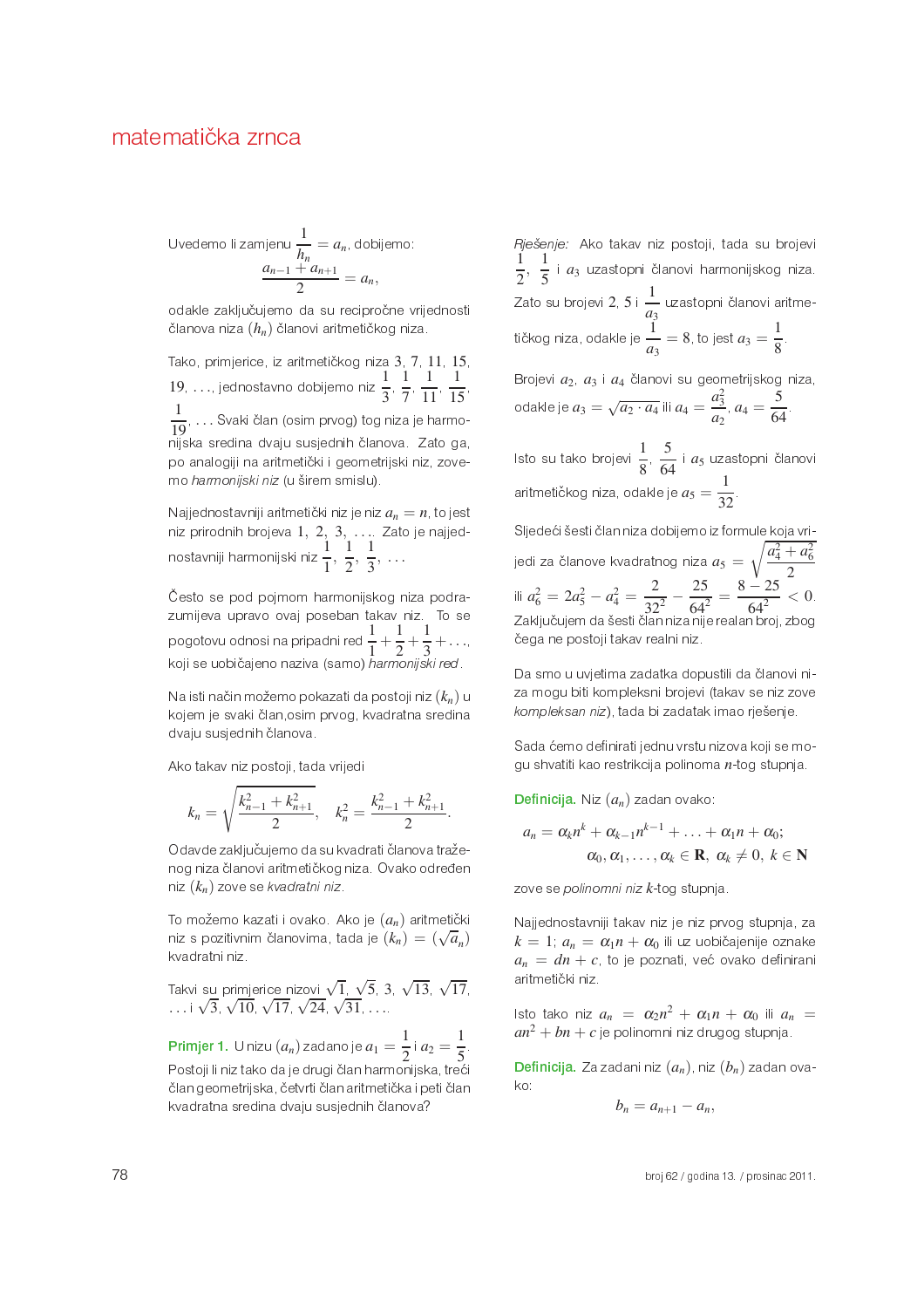Uvedemo li zamjenu $\frac{1}{h_n} = a_n$, dobijemo:

$$\frac{a_{n-1} + a_{n+1}}{2} = a_n,$$

odakle zaključujemo da su recipročne vrijednosti članova niza $(h_n)$ članovi aritmetičkog niza.

Tako, primjerice, iz aritmetičkog niza $3, 7, 11, 15, 19, \ldots$, jednostavno dobijemo niz $\frac{1}{3}, \frac{1}{7}, \frac{1}{11}, \frac{1}{15}, \frac{1}{19}, \ldots$ Svaki član (osim prvog) tog niza je harmonijska sredina dvaju susjednih članova. Zato ga, po analogiji na aritmetički i geometrijski niz, zovemo *harmonijski niz* (u širem smislu).

Najjednostavniji aritmetički niz je niz $a_n = n$, to jest niz prirodnih brojeva $1, 2, 3, \ldots$. Zato je najjednostavniji harmonijski niz $\frac{1}{1}, \frac{1}{2}, \frac{1}{3}, \ldots$

Često se pod pojmom harmonijskog niza podrazumijeva upravo ovaj poseban takav niz. To se pogotovu odnosi na pripadni red $\frac{1}{1} + \frac{1}{2} + \frac{1}{3} + \ldots$, koji se uobičajeno naziva (samo) *harmonijski red*.

Na isti način možemo pokazati da postoji niz $(k_n)$ u kojem je svaki član,osim prvog, kvadratna sredina dvaju susjednih članova.

Ako takav niz postoji, tada vrijedi

$$k_n = \sqrt{\frac{k_{n-1}^2 + k_{n+1}^2}{2}}, \quad k_n^2 = \frac{k_{n-1}^2 + k_{n+1}^2}{2}.$$

Odavde zaključujemo da su kvadrati članova traženog niza članovi aritmetičkog niza. Ovako određen niz $(k_n)$ zove se *kvadratni niz*.

To možemo kazati i ovako. Ako je $(a_n)$ aritmetički niz s pozitivnim članovima, tada je $(k_n) = (\sqrt{a_n})$ kvadratni niz.

Takvi su primjerice nizovi $\sqrt{1}, \sqrt{5}, 3, \sqrt{13}, \sqrt{17}, \ldots$ i $\sqrt{3}, \sqrt{10}, \sqrt{17}, \sqrt{24}, \sqrt{31}, \ldots$.

**Primjer 1.** U nizu $(a_n)$ zadano je $a_1 = \frac{1}{2}$ i $a_2 = \frac{1}{5}$. Postoji li niz tako da je drugi član harmonijska, treći član geometrijska, četvrti član aritmetička i peti član kvadratna sredina dvaju susjednih članova?

*Rješenje:* Ako takav niz postoji, tada su brojevi $\frac{1}{2}, \frac{1}{5}$ i $a_3$ uzastopni članovi harmonijskog niza. Zato su brojevi $2, 5$ i $\frac{1}{a_3}$ uzastopni članovi aritmetičkog niza, odakle je $\frac{1}{a_3} = 8$, to jest $a_3 = \frac{1}{8}$.

Brojevi $a_2$, $a_3$ i $a_4$ članovi su geometrijskog niza, odakle je $a_3 = \sqrt{a_2 \cdot a_4}$ ili $a_4 = \frac{a_3^2}{a_2}$, $a_4 = \frac{5}{64}$.

Isto su tako brojevi $\frac{1}{8}, \frac{5}{64}$ i $a_5$ uzastopni članovi aritmetičkog niza, odakle je $a_5 = \frac{1}{32}$.

Sljedeći šesti član niza dobijemo iz formule koja vrijedi za članove kvadratnog niza $a_5 = \sqrt{\frac{a_4^2 + a_6^2}{2}}$ ili $a_6^2 = 2a_5^2 - a_4^2 = \frac{2}{32^2} - \frac{25}{64^2} = \frac{8 - 25}{64^2} < 0$. Zaključujem da šesti član niza nije realan broj, zbog čega ne postoji takav realni niz.

Da smo u uvjetima zadatka dopustili da članovi niza mogu biti kompleksni brojevi (takav se niz zove *kompleksan niz*), tada bi zadatak imao rješenje.

Sada ćemo definirati jednu vrstu nizova koji se mogu shvatiti kao restrikcija polinoma $n$-tog stupnja.

**Definicija.** Niz $(a_n)$ zadan ovako:

$$a_n = \alpha_k n^k + \alpha_{k-1} n^{k-1} + \ldots + \alpha_1 n + \alpha_0;$$
$$\alpha_0, \alpha_1, \ldots, \alpha_k \in \mathbf{R}, \ \alpha_k \neq 0, \ k \in \mathbf{N}$$

zove se *polinomni niz* $k$-tog stupnja.

Najjednostavniji takav niz je niz prvog stupnja, za $k = 1$; $a_n = \alpha_1 n + \alpha_0$ ili uz uobičajenije oznake $a_n = dn + c$, to je poznati, već ovako definirani aritmetički niz.

Isto tako niz $a_n = \alpha_2 n^2 + \alpha_1 n + \alpha_0$ ili $a_n = an^2 + bn + c$ je polinomni niz drugog stupnja.

**Definicija.** Za zadani niz $(a_n)$, niz $(b_n)$ zadan ovako:

$$b_n = a_{n+1} - a_n,$$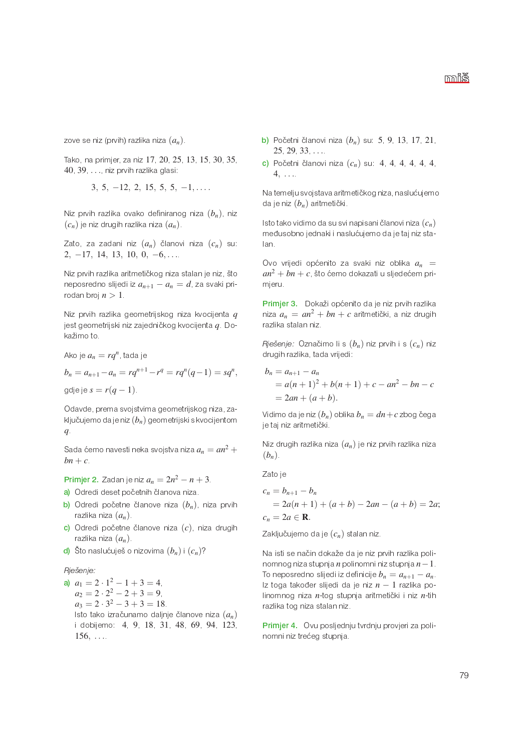zove se niz (prvih) razlika niza $(a_n)$.

Tako, na primjer, za niz $17, 20, 25, 13, 15, 30, 35, 40, 39, \ldots$, niz prvih razlika glasi:

$$3,\ 5,\ -12,\ 2,\ 15,\ 5,\ 5,\ -1, \ldots.$$

Niz prvih razlika ovako definiranog niza $(b_n)$, niz $(c_n)$ je niz drugih razlika niza $(a_n)$.

Zato, za zadani niz $(a_n)$ članovi niza $(c_n)$ su: $2,\ -17,\ 14,\ 13,\ 10,\ 0,\ -6, \ldots$.

Niz prvih razlika aritmetičkog niza stalan je niz, što neposredno slijedi iz $a_{n+1} - a_n = d$, za svaki prirodan broj $n > 1$.

Niz prvih razlika geometrijskog niza kvocijenta $q$ jest geometrijski niz zajedničkog kvocijenta $q$. Dokažimo to.

Ako je $a_n = rq^n$, tada je

$$b_n = a_{n+1} - a_n = rq^{n+1} - r^q = rq^n(q-1) = sq^n,$$

gdje je $s = r(q-1)$.

Odavde, prema svojstvima geometrijskog niza, zaključujemo da je niz $(b_n)$ geometrijski s kvocijentom $q$.

Sada ćemo navesti neka svojstva niza $a_n = an^2 + bn + c$.

**Primjer 2.** Zadan je niz $a_n = 2n^2 - n + 3$.

a) Odredi deset početnih članova niza.

b) Odredi početne članove niza $(b_n)$, niza prvih razlika niza $(a_n)$.

c) Odredi početne članove niza $(c)$, niza drugih razlika niza $(a_n)$.

d) Što naslućuješ o nizovima $(b_n)$ i $(c_n)$?

*Rješenje:*

a) $a_1 = 2 \cdot 1^2 - 1 + 3 = 4$,
$a_2 = 2 \cdot 2^2 - 2 + 3 = 9$,
$a_3 = 2 \cdot 3^2 - 3 + 3 = 18$.
Isto tako izračunamo daljnje članove niza $(a_n)$ i dobijemo: $4,\ 9,\ 18,\ 31,\ 48,\ 69,\ 94,\ 123,\ 156, \ldots$.

b) Početni članovi niza $(b_n)$ su: $5,\ 9,\ 13,\ 17,\ 21,\ 25,\ 29,\ 33, \ldots$.

c) Početni članovi niza $(c_n)$ su: $4,\ 4,\ 4,\ 4,\ 4,\ 4,\ 4, \ldots$.

Na temelju svojstava aritmetičkog niza, naslućujemo da je niz $(b_n)$ aritmetički.

Isto tako vidimo da su svi napisani članovi niza $(c_n)$ međusobno jednaki i naslućujemo da je taj niz stalan.

Ovo vrijedi općenito za svaki niz oblika $a_n = an^2 + bn + c$, što ćemo dokazati u sljedećem primjeru.

**Primjer 3.** Dokaži općenito da je niz prvih razlika niza $a_n = an^2 + bn + c$ aritmetički, a niz drugih razlika stalan niz.

*Rješenje:* Označimo li s $(b_n)$ niz prvih i s $(c_n)$ niz drugih razlika, tada vrijedi:

$$\begin{aligned}
b_n &= a_{n+1} - a_n \\
&= a(n+1)^2 + b(n+1) + c - an^2 - bn - c \\
&= 2an + (a+b).
\end{aligned}$$

Vidimo da je niz $(b_n)$ oblika $b_n = dn + c$ zbog čega je taj niz aritmetički.

Niz drugih razlika niza $(a_n)$ je niz prvih razlika niza $(b_n)$.

Zato je

$$\begin{aligned}
c_n &= b_{n+1} - b_n \\
&= 2a(n+1) + (a+b) - 2an - (a+b) = 2a;
\end{aligned}$$

$$c_n = 2a \in \mathbf{R}.$$

Zaključujemo da je $(c_n)$ stalan niz.

Na isti se način dokaže da je niz prvih razlika polinomnog niza stupnja $n$ polinomni niz stupnja $n-1$. To neposredno slijedi iz definicije $b_n = a_{n+1} - a_n$. Iz toga također slijedi da je niz $n-1$ razlika polinomnog niza $n$-tog stupnja aritmetički i niz $n$-tih razlika tog niza stalan niz.

**Primjer 4.** Ovu posljednju tvrdnju provjeri za polinomni niz trećeg stupnja.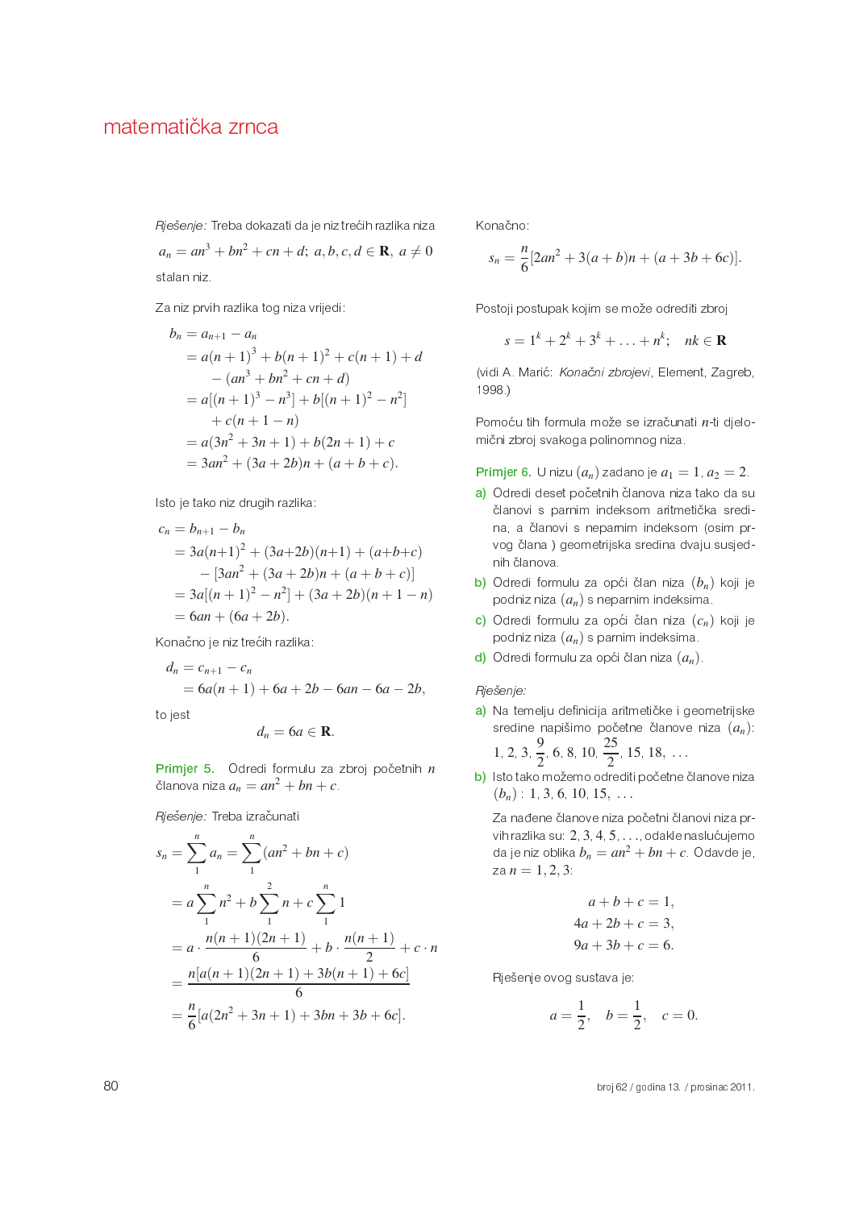*Rješenje:* Treba dokazati da je niz trećih razlika niza

$$a_n = an^3 + bn^2 + cn + d;\ a, b, c, d \in \mathbf{R},\ a \neq 0$$

stalan niz.

Za niz prvih razlika tog niza vrijedi:

$$\begin{aligned}
b_n &= a_{n+1} - a_n \\
&= a(n+1)^3 + b(n+1)^2 + c(n+1) + d \\
&\quad - (an^3 + bn^2 + cn + d) \\
&= a[(n+1)^3 - n^3] + b[(n+1)^2 - n^2] \\
&\quad + c(n+1-n) \\
&= a(3n^2 + 3n + 1) + b(2n+1) + c \\
&= 3an^2 + (3a+2b)n + (a+b+c).
\end{aligned}$$

Isto je tako niz drugih razlika:

$$\begin{aligned}
c_n &= b_{n+1} - b_n \\
&= 3a(n+1)^2 + (3a+2b)(n+1) + (a+b+c) \\
&\quad - [3an^2 + (3a+2b)n + (a+b+c)] \\
&= 3a[(n+1)^2 - n^2] + (3a+2b)(n+1-n) \\
&= 6an + (6a+2b).
\end{aligned}$$

Konačno je niz trećih razlika:

$$\begin{aligned}
d_n &= c_{n+1} - c_n \\
&= 6a(n+1) + 6a + 2b - 6an - 6a - 2b,
\end{aligned}$$

to jest

$$d_n = 6a \in \mathbf{R}.$$

**Primjer 5.** Odredi formulu za zbroj početnih $n$ članova niza $a_n = an^2 + bn + c$.

*Rješenje:* Treba izračunati

$$\begin{aligned}
s_n &= \sum_1^n a_n = \sum_1^n (an^2 + bn + c) \\
&= a\sum_1^n n^2 + b\sum_1^2 n + c\sum_1^n 1 \\
&= a \cdot \frac{n(n+1)(2n+1)}{6} + b \cdot \frac{n(n+1)}{2} + c \cdot n \\
&= \frac{n[a(n+1)(2n+1) + 3b(n+1) + 6c]}{6} \\
&= \frac{n}{6}[a(2n^2 + 3n + 1) + 3bn + 3b + 6c].
\end{aligned}$$

Konačno:

$$s_n = \frac{n}{6}[2an^2 + 3(a+b)n + (a + 3b + 6c)].$$

Postoji postupak kojim se može odrediti zbroj

$$s = 1^k + 2^k + 3^k + \ldots + n^k; \quad nk \in \mathbf{R}$$

(vidi A. Marić: *Konačni zbrojevi*, Element, Zagreb, 1998.)

Pomoću tih formula može se izračunati $n$-ti djelomični zbroj svakoga polinomnog niza.

**Primjer 6.** U nizu $(a_n)$ zadano je $a_1 = 1$, $a_2 = 2$.

a) Odredi deset početnih članova niza tako da su članovi s parnim indeksom aritmetička sredina, a članovi s neparnim indeksom (osim prvog člana ) geometrijska sredina dvaju susjednih članova.

b) Odredi formulu za opći član niza $(b_n)$ koji je podniz niza $(a_n)$ s neparnim indeksima.

c) Odredi formulu za opći član niza $(c_n)$ koji je podniz niza $(a_n)$ s parnim indeksima.

d) Odredi formulu za opći član niza $(a_n)$.

*Rješenje:*

a) Na temelju definicija aritmetičke i geometrijske sredine napišimo početne članove niza $(a_n)$: $1, 2, 3, \frac{9}{2}, 6, 8, 10, \frac{25}{2}, 15, 18, \ldots$

b) Isto tako možemo odrediti početne članove niza $(b_n)$: $1, 3, 6, 10, 15, \ldots$

Za nađene članove niza početni članovi niza prvih razlika su: $2, 3, 4, 5, \ldots$, odakle naslućujemo da je niz oblika $b_n = an^2 + bn + c$. Odavde je, za $n = 1, 2, 3$:

$$\begin{aligned}
a + b + c &= 1, \\
4a + 2b + c &= 3, \\
9a + 3b + c &= 6.
\end{aligned}$$

Rješenje ovog sustava je:

$$a = \frac{1}{2}, \quad b = \frac{1}{2}, \quad c = 0.$$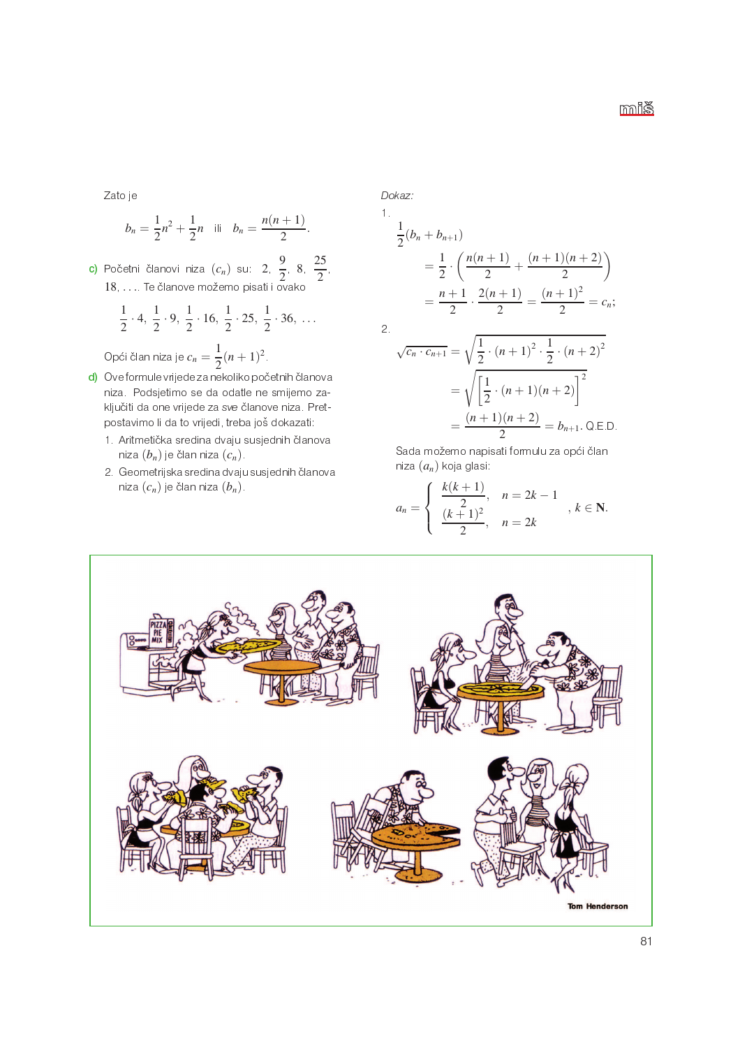Zato je

$$b_n = \frac{1}{2}n^2 + \frac{1}{2}n \quad \text{ili} \quad b_n = \frac{n(n+1)}{2}.$$

c) Početni članovi niza $(c_n)$ su: $2,\ \frac{9}{2},\ 8,\ \frac{25}{2},\ 18, \ldots$. Te članove možemo pisati i ovako

$$\frac{1}{2}\cdot 4,\ \frac{1}{2}\cdot 9,\ \frac{1}{2}\cdot 16,\ \frac{1}{2}\cdot 25,\ \frac{1}{2}\cdot 36,\ \ldots$$

Opći član niza je $c_n = \frac{1}{2}(n+1)^2$.

d) Ove formule vrijede za nekoliko početnih članova niza. Podsjetimo se da odatle ne smijemo zaključiti da one vrijede za *sve* članove niza. Pretpostavimo li da to vrijedi, treba još dokazati:

1. Aritmetička sredina dvaju susjednih članova niza $(b_n)$ je član niza $(c_n)$.
2. Geometrijska sredina dvaju susjednih članova niza $(c_n)$ je član niza $(b_n)$.

*Dokaz:*

1.
$$\begin{aligned}
\frac{1}{2}(b_n + b_{n+1}) &= \frac{1}{2}\cdot\left(\frac{n(n+1)}{2} + \frac{(n+1)(n+2)}{2}\right)\\
&= \frac{n+1}{2}\cdot\frac{2(n+1)}{2} = \frac{(n+1)^2}{2} = c_n;
\end{aligned}$$

2.
$$\begin{aligned}
\sqrt{c_n \cdot c_{n+1}} &= \sqrt{\frac{1}{2}\cdot(n+1)^2\cdot\frac{1}{2}\cdot(n+2)^2}\\
&= \sqrt{\left[\frac{1}{2}\cdot(n+1)(n+2)\right]^2}\\
&= \frac{(n+1)(n+2)}{2} = b_{n+1}.\ \text{Q.E.D.}
\end{aligned}$$

Sada možemo napisati formulu za opći član niza $(a_n)$ koja glasi:

$$a_n = \begin{cases} \dfrac{k(k+1)}{2}, & n = 2k-1 \\[2mm] \dfrac{(k+1)^2}{2}, & n = 2k \end{cases}, \quad k \in \mathbf{N}.$$

Tom Henderson